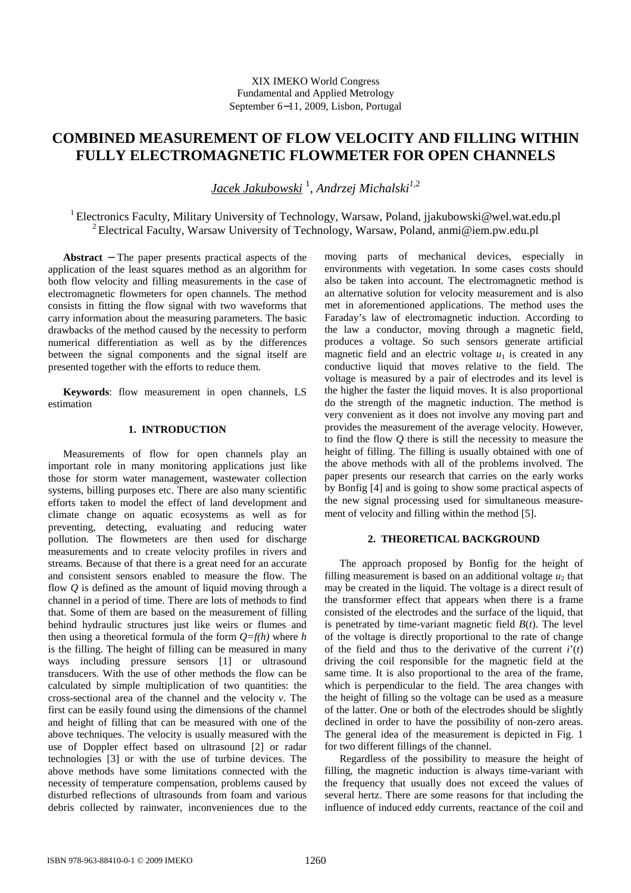XIX IMEKO World Congress
Fundamental and Applied Metrology
September 6−11, 2009, Lisbon, Portugal

# COMBINED MEASUREMENT OF FLOW VELOCITY AND FILLING WITHIN FULLY ELECTROMAGNETIC FLOWMETER FOR OPEN CHANNELS

*Jacek Jakubowski* [1], *Andrzej Michalski* [1,2]

[1] Electronics Faculty, Military University of Technology, Warsaw, Poland, jjakubowski@wel.wat.edu.pl
[2] Electrical Faculty, Warsaw University of Technology, Warsaw, Poland, anmi@iem.pw.edu.pl

**Abstract** − The paper presents practical aspects of the application of the least squares method as an algorithm for both flow velocity and filling measurements in the case of electromagnetic flowmeters for open channels. The method consists in fitting the flow signal with two waveforms that carry information about the measuring parameters. The basic drawbacks of the method caused by the necessity to perform numerical differentiation as well as by the differences between the signal components and the signal itself are presented together with the efforts to reduce them.

**Keywords**: flow measurement in open channels, LS estimation

## 1. INTRODUCTION

Measurements of flow for open channels play an important role in many monitoring applications just like those for storm water management, wastewater collection systems, billing purposes etc. There are also many scientific efforts taken to model the effect of land development and climate change on aquatic ecosystems as well as for preventing, detecting, evaluating and reducing water pollution. The flowmeters are then used for discharge measurements and to create velocity profiles in rivers and streams. Because of that there is a great need for an accurate and consistent sensors enabled to measure the flow. The flow $Q$ is defined as the amount of liquid moving through a channel in a period of time. There are lots of methods to find that. Some of them are based on the measurement of filling behind hydraulic structures just like weirs or flumes and then using a theoretical formula of the form $Q=f(h)$ where $h$ is the filling. The height of filling can be measured in many ways including pressure sensors [1] or ultrasound transducers. With the use of other methods the flow can be calculated by simple multiplication of two quantities: the cross-sectional area of the channel and the velocity $v$. The first can be easily found using the dimensions of the channel and height of filling that can be measured with one of the above techniques. The velocity is usually measured with the use of Doppler effect based on ultrasound [2] or radar technologies [3] or with the use of turbine devices. The above methods have some limitations connected with the necessity of temperature compensation, problems caused by disturbed reflections of ultrasounds from foam and various debris collected by rainwater, inconveniences due to the moving parts of mechanical devices, especially in environments with vegetation. In some cases costs should also be taken into account. The electromagnetic method is an alternative solution for velocity measurement and is also met in aforementioned applications. The method uses the Faraday's law of electromagnetic induction. According to the law a conductor, moving through a magnetic field, produces a voltage. So such sensors generate artificial magnetic field and an electric voltage $u_1$ is created in any conductive liquid that moves relative to the field. The voltage is measured by a pair of electrodes and its level is the higher the faster the liquid moves. It is also proportional do the strength of the magnetic induction. The method is very convenient as it does not involve any moving part and provides the measurement of the average velocity. However, to find the flow $Q$ there is still the necessity to measure the height of filling. The filling is usually obtained with one of the above methods with all of the problems involved. The paper presents our research that carries on the early works by Bonfig [4] and is going to show some practical aspects of the new signal processing used for simultaneous measurement of velocity and filling within the method [5].

## 2. THEORETICAL BACKGROUND

The approach proposed by Bonfig for the height of filling measurement is based on an additional voltage $u_2$ that may be created in the liquid. The voltage is a direct result of the transformer effect that appears when there is a frame consisted of the electrodes and the surface of the liquid, that is penetrated by time-variant magnetic field $B(t)$. The level of the voltage is directly proportional to the rate of change of the field and thus to the derivative of the current $i'(t)$ driving the coil responsible for the magnetic field at the same time. It is also proportional to the area of the frame, which is perpendicular to the field. The area changes with the height of filling so the voltage can be used as a measure of the latter. One or both of the electrodes should be slightly declined in order to have the possibility of non-zero areas. The general idea of the measurement is depicted in Fig. 1 for two different fillings of the channel.

Regardless of the possibility to measure the height of filling, the magnetic induction is always time-variant with the frequency that usually does not exceed the values of several hertz. There are some reasons for that including the influence of induced eddy currents, reactance of the coil and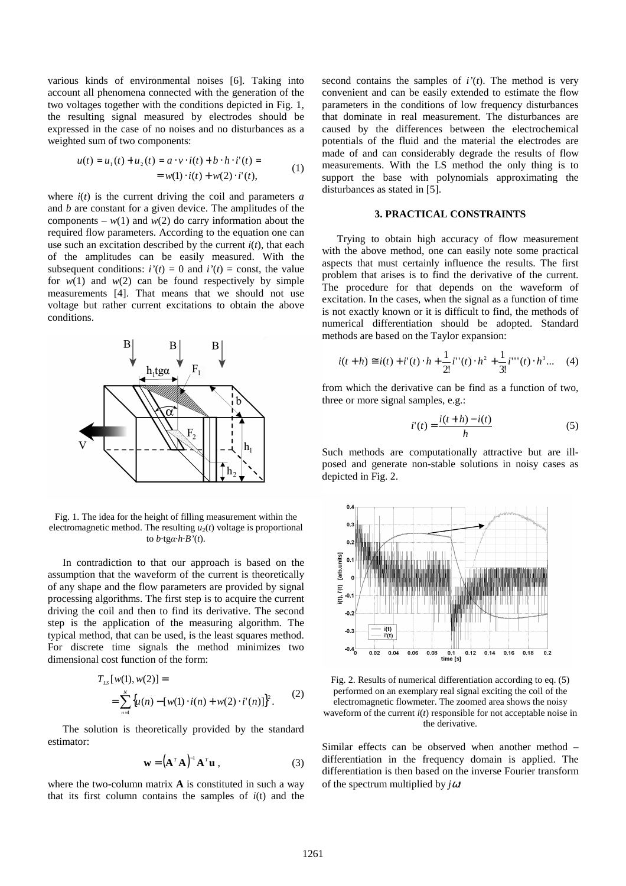various kinds of environmental noises [6]. Taking into account all phenomena connected with the generation of the two voltages together with the conditions depicted in Fig. 1, the resulting signal measured by electrodes should be expressed in the case of no noises and no disturbances as a weighted sum of two components:

$$u(t) = u_1(t) + u_2(t) = a \cdot v \cdot i(t) + b \cdot h \cdot i'(t) = \\ = w(1) \cdot i(t) + w(2) \cdot i'(t), \quad (1)$$

where $i(t)$ is the current driving the coil and parameters $a$ and $b$ are constant for a given device. The amplitudes of the components – $w(1)$ and $w(2)$ do carry information about the required flow parameters. According to the equation one can use such an excitation described by the current $i(t)$, that each of the amplitudes can be easily measured. With the subsequent conditions: $i'(t) = 0$ and $i'(t) = \text{const}$, the value for $w(1)$ and $w(2)$ can be found respectively by simple measurements [4]. That means that we should not use voltage but rather current excitations to obtain the above conditions.

Fig. 1. The idea for the height of filling measurement within the electromagnetic method. The resulting $u_2(t)$ voltage is proportional to $b \cdot \text{tg}\alpha \cdot h \cdot B'(t)$.

In contradiction to that our approach is based on the assumption that the waveform of the current is theoretically of any shape and the flow parameters are provided by signal processing algorithms. The first step is to acquire the current driving the coil and then to find its derivative. The second step is the application of the measuring algorithm. The typical method, that can be used, is the least squares method. For discrete time signals the method minimizes two dimensional cost function of the form:

$$T_{LS}[w(1), w(2)] = \\ = \sum_{n=1}^{N} \{u(n) - [w(1) \cdot i(n) + w(2) \cdot i'(n)]\}^2. \quad (2)$$

The solution is theoretically provided by the standard estimator:

$$\mathbf{w} = \left(\mathbf{A}^T \mathbf{A}\right)^{-1} \mathbf{A}^T \mathbf{u}\,, \quad (3)$$

where the two-column matrix $\mathbf{A}$ is constituted in such a way that its first column contains the samples of $i(t)$ and the second contains the samples of $i'(t)$. The method is very convenient and can be easily extended to estimate the flow parameters in the conditions of low frequency disturbances that dominate in real measurement. The disturbances are caused by the differences between the electrochemical potentials of the fluid and the material the electrodes are made of and can considerably degrade the results of flow measurements. With the LS method the only thing is to support the base with polynomials approximating the disturbances as stated in [5].

## 3. PRACTICAL CONSTRAINTS

Trying to obtain high accuracy of flow measurement with the above method, one can easily note some practical aspects that must certainly influence the results. The first problem that arises is to find the derivative of the current. The procedure for that depends on the waveform of excitation. In the cases, when the signal as a function of time is not exactly known or it is difficult to find, the methods of numerical differentiation should be adopted. Standard methods are based on the Taylor expansion:

$$i(t+h) \cong i(t) + i'(t) \cdot h + \frac{1}{2!} i''(t) \cdot h^2 + \frac{1}{3!} i'''(t) \cdot h^3 \ldots \quad (4)$$

from which the derivative can be find as a function of two, three or more signal samples, e.g.:

$$i'(t) = \frac{i(t+h) - i(t)}{h} \quad (5)$$

Such methods are computationally attractive but are ill-posed and generate non-stable solutions in noisy cases as depicted in Fig. 2.

Fig. 2. Results of numerical differentiation according to eq. (5) performed on an exemplary real signal exciting the coil of the electromagnetic flowmeter. The zoomed area shows the noisy waveform of the current $i(t)$ responsible for not acceptable noise in the derivative.

Similar effects can be observed when another method – differentiation in the frequency domain is applied. The differentiation is then based on the inverse Fourier transform of the spectrum multiplied by $j\omega$.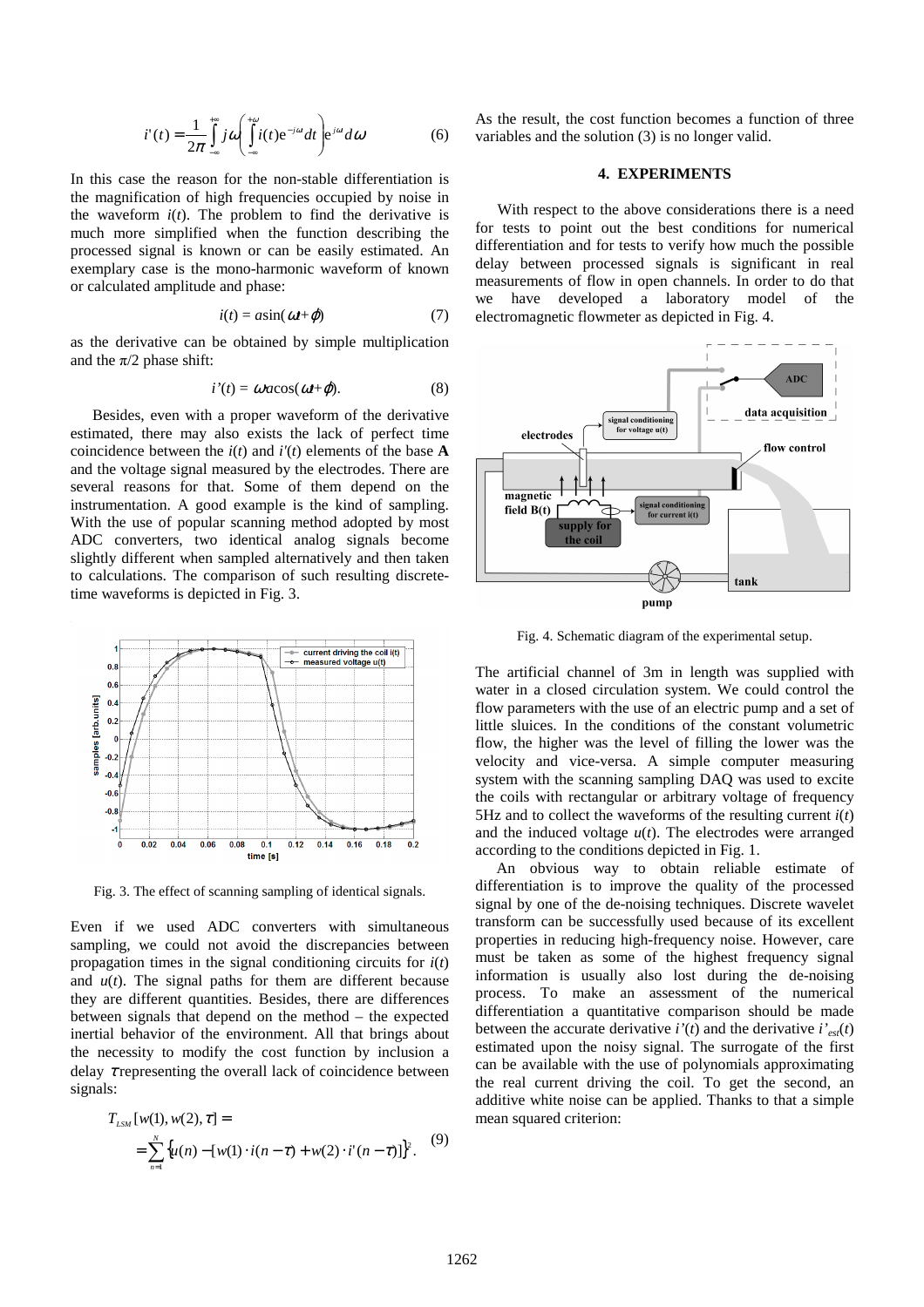$$i'(t) = \frac{1}{2\pi}\int_{-\infty}^{+\infty} j\omega \left( \int_{-\infty}^{+\omega} i(t) e^{-j\omega} dt \right) e^{j\omega} d\omega \tag{6}$$

In this case the reason for the non-stable differentiation is the magnification of high frequencies occupied by noise in the waveform $i(t)$. The problem to find the derivative is much more simplified when the function describing the processed signal is known or can be easily estimated. An exemplary case is the mono-harmonic waveform of known or calculated amplitude and phase:

$$i(t) = a\sin(\omega t + \varphi) \tag{7}$$

as the derivative can be obtained by simple multiplication and the $\pi/2$ phase shift:

$$i'(t) = \omega a\cos(\omega t + \varphi). \tag{8}$$

Besides, even with a proper waveform of the derivative estimated, there may also exists the lack of perfect time coincidence between the $i(t)$ and $i'(t)$ elements of the base **A** and the voltage signal measured by the electrodes. There are several reasons for that. Some of them depend on the instrumentation. A good example is the kind of sampling. With the use of popular scanning method adopted by most ADC converters, two identical analog signals become slightly different when sampled alternatively and then taken to calculations. The comparison of such resulting discrete-time waveforms is depicted in Fig. 3.

Fig. 3. The effect of scanning sampling of identical signals.

Even if we used ADC converters with simultaneous sampling, we could not avoid the discrepancies between propagation times in the signal conditioning circuits for $i(t)$ and $u(t)$. The signal paths for them are different because they are different quantities. Besides, there are differences between signals that depend on the method – the expected inertial behavior of the environment. All that brings about the necessity to modify the cost function by inclusion a delay $\tau$ representing the overall lack of coincidence between signals:

$$T_{LSM}[w(1), w(2), \tau] = \\ = \sum_{n=1}^{N} \{u(n) - [w(1) \cdot i(n-\tau) + w(2) \cdot i'(n-\tau)]\}^2 . \tag{9}$$

As the result, the cost function becomes a function of three variables and the solution (3) is no longer valid.

## 4. EXPERIMENTS

With respect to the above considerations there is a need for tests to point out the best conditions for numerical differentiation and for tests to verify how much the possible delay between processed signals is significant in real measurements of flow in open channels. In order to do that we have developed a laboratory model of the electromagnetic flowmeter as depicted in Fig. 4.

Fig. 4. Schematic diagram of the experimental setup.

The artificial channel of 3m in length was supplied with water in a closed circulation system. We could control the flow parameters with the use of an electric pump and a set of little sluices. In the conditions of the constant volumetric flow, the higher was the level of filling the lower was the velocity and vice-versa. A simple computer measuring system with the scanning sampling DAQ was used to excite the coils with rectangular or arbitrary voltage of frequency 5Hz and to collect the waveforms of the resulting current $i(t)$ and the induced voltage $u(t)$. The electrodes were arranged according to the conditions depicted in Fig. 1.

An obvious way to obtain reliable estimate of differentiation is to improve the quality of the processed signal by one of the de-noising techniques. Discrete wavelet transform can be successfully used because of its excellent properties in reducing high-frequency noise. However, care must be taken as some of the highest frequency signal information is usually also lost during the de-noising process. To make an assessment of the numerical differentiation a quantitative comparison should be made between the accurate derivative $i'(t)$ and the derivative $i'_{est}(t)$ estimated upon the noisy signal. The surrogate of the first can be available with the use of polynomials approximating the real current driving the coil. To get the second, an additive white noise can be applied. Thanks to that a simple mean squared criterion: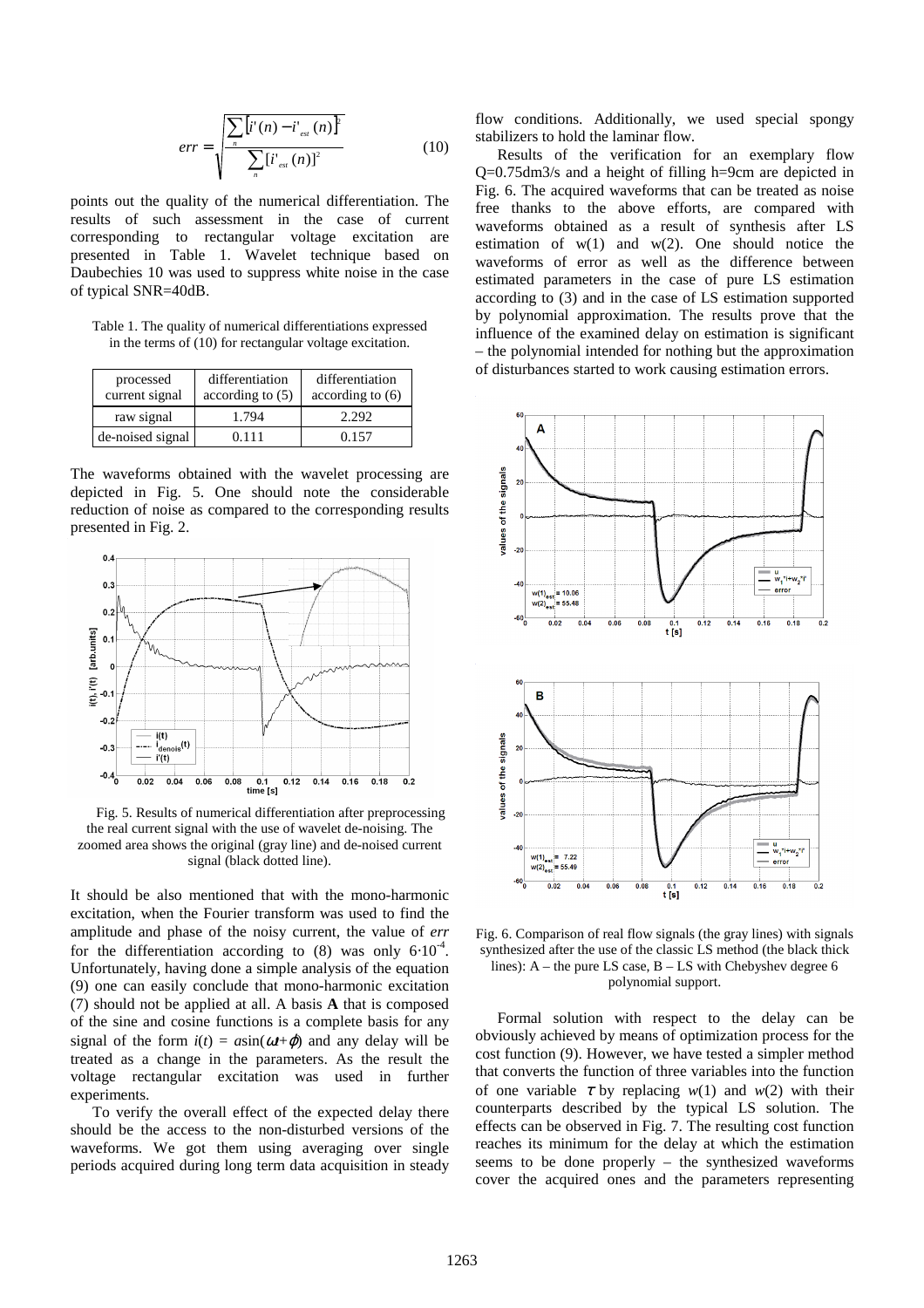$$err = \sqrt{\frac{\sum_n \left[i'(n) - i'_{est}(n)\right]^2}{\sum_n [i'_{est}(n)]^2}} \tag{10}$$

points out the quality of the numerical differentiation. The results of such assessment in the case of current corresponding to rectangular voltage excitation are presented in Table 1. Wavelet technique based on Daubechies 10 was used to suppress white noise in the case of typical SNR=40dB.

Table 1. The quality of numerical differentiations expressed in the terms of (10) for rectangular voltage excitation.

| processed current signal | differentiation according to (5) | differentiation according to (6) |
|---|---|---|
| raw signal | 1.794 | 2.292 |
| de-noised signal | 0.111 | 0.157 |

The waveforms obtained with the wavelet processing are depicted in Fig. 5. One should note the considerable reduction of noise as compared to the corresponding results presented in Fig. 2.

Fig. 5. Results of numerical differentiation after preprocessing the real current signal with the use of wavelet de-noising. The zoomed area shows the original (gray line) and de-noised current signal (black dotted line).

It should be also mentioned that with the mono-harmonic excitation, when the Fourier transform was used to find the amplitude and phase of the noisy current, the value of *err* for the differentiation according to (8) was only $6{\cdot}10^{-4}$. Unfortunately, having done a simple analysis of the equation (9) one can easily conclude that mono-harmonic excitation (7) should not be applied at all. A basis **A** that is composed of the sine and cosine functions is a complete basis for any signal of the form $i(t) = a\sin(\omega t+\varphi)$ and any delay will be treated as a change in the parameters. As the result the voltage rectangular excitation was used in further experiments.

To verify the overall effect of the expected delay there should be the access to the non-disturbed versions of the waveforms. We got them using averaging over single periods acquired during long term data acquisition in steady flow conditions. Additionally, we used special spongy stabilizers to hold the laminar flow.

Results of the verification for an exemplary flow Q=0.75dm3/s and a height of filling h=9cm are depicted in Fig. 6. The acquired waveforms that can be treated as noise free thanks to the above efforts, are compared with waveforms obtained as a result of synthesis after LS estimation of w(1) and w(2). One should notice the waveforms of error as well as the difference between estimated parameters in the case of pure LS estimation according to (3) and in the case of LS estimation supported by polynomial approximation. The results prove that the influence of the examined delay on estimation is significant – the polynomial intended for nothing but the approximation of disturbances started to work causing estimation errors.

Fig. 6. Comparison of real flow signals (the gray lines) with signals synthesized after the use of the classic LS method (the black thick lines): A – the pure LS case, B – LS with Chebyshev degree 6 polynomial support.

Formal solution with respect to the delay can be obviously achieved by means of optimization process for the cost function (9). However, we have tested a simpler method that converts the function of three variables into the function of one variable $\tau$ by replacing $w(1)$ and $w(2)$ with their counterparts described by the typical LS solution. The effects can be observed in Fig. 7. The resulting cost function reaches its minimum for the delay at which the estimation seems to be done properly – the synthesized waveforms cover the acquired ones and the parameters representing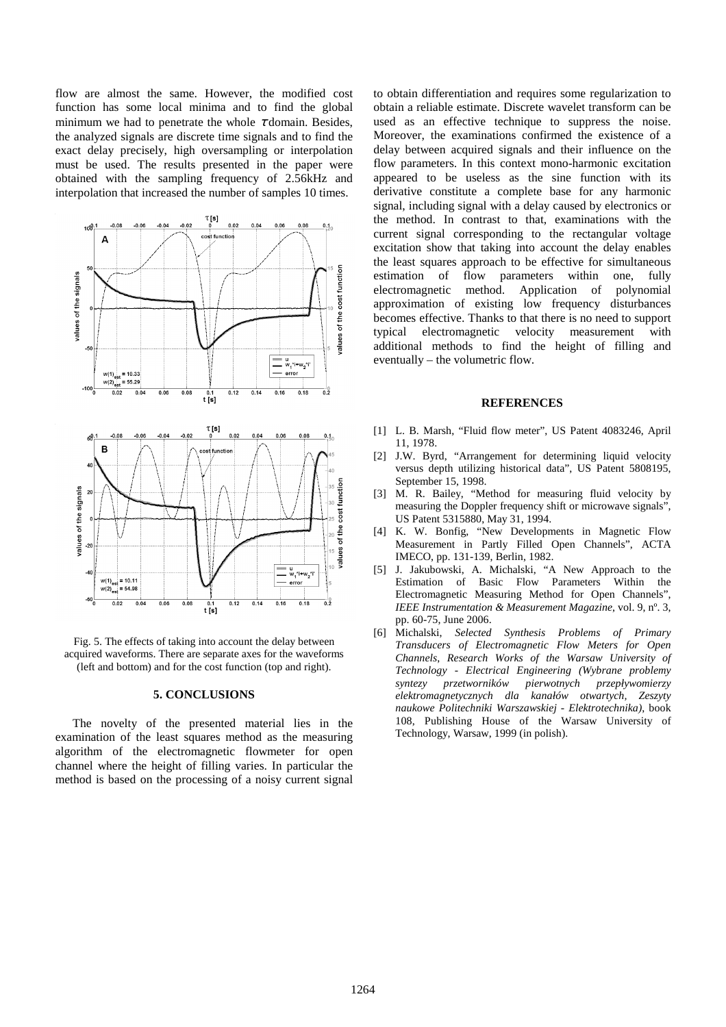flow are almost the same. However, the modified cost function has some local minima and to find the global minimum we had to penetrate the whole $\tau$ domain. Besides, the analyzed signals are discrete time signals and to find the exact delay precisely, high oversampling or interpolation must be used. The results presented in the paper were obtained with the sampling frequency of 2.56kHz and interpolation that increased the number of samples 10 times.

τ [s]
A
cost function
values of the signals
values of the cost function
u
$w_1$*I+$w_2$*I'
error
$w(1)_{est}$ = 10.33
$w(2)_{est}$ = 55.29
t [s]

τ [s]
B
cost function
values of the signals
values of the cost function
u
$w_1$*I+$w_2$*I'
error
$w(1)_{est}$ = 10.11
$w(2)_{est}$ = 54.98
t [s]

Fig. 5. The effects of taking into account the delay between acquired waveforms. There are separate axes for the waveforms (left and bottom) and for the cost function (top and right).

## 5. CONCLUSIONS

The novelty of the presented material lies in the examination of the least squares method as the measuring algorithm of the electromagnetic flowmeter for open channel where the height of filling varies. In particular the method is based on the processing of a noisy current signal to obtain differentiation and requires some regularization to obtain a reliable estimate. Discrete wavelet transform can be used as an effective technique to suppress the noise. Moreover, the examinations confirmed the existence of a delay between acquired signals and their influence on the flow parameters. In this context mono-harmonic excitation appeared to be useless as the sine function with its derivative constitute a complete base for any harmonic signal, including signal with a delay caused by electronics or the method. In contrast to that, examinations with the current signal corresponding to the rectangular voltage excitation show that taking into account the delay enables the least squares approach to be effective for simultaneous estimation of flow parameters within one, fully electromagnetic method. Application of polynomial approximation of existing low frequency disturbances becomes effective. Thanks to that there is no need to support typical electromagnetic velocity measurement with additional methods to find the height of filling and eventually – the volumetric flow.

## REFERENCES

[1] L. B. Marsh, "Fluid flow meter", US Patent 4083246, April 11, 1978.

[2] J.W. Byrd, "Arrangement for determining liquid velocity versus depth utilizing historical data", US Patent 5808195, September 15, 1998.

[3] M. R. Bailey, "Method for measuring fluid velocity by measuring the Doppler frequency shift or microwave signals", US Patent 5315880, May 31, 1994.

[4] K. W. Bonfig, "New Developments in Magnetic Flow Measurement in Partly Filled Open Channels", ACTA IMECO, pp. 131-139, Berlin, 1982.

[5] J. Jakubowski, A. Michalski, "A New Approach to the Estimation of Basic Flow Parameters Within the Electromagnetic Measuring Method for Open Channels", *IEEE Instrumentation & Measurement Magazine*, vol. 9, nº. 3, pp. 60-75, June 2006.

[6] Michalski, *Selected Synthesis Problems of Primary Transducers of Electromagnetic Flow Meters for Open Channels, Research Works of the Warsaw University of Technology - Electrical Engineering (Wybrane problemy syntezy przetworników pierwotnych przepływomierzy elektromagnetycznych dla kanałów otwartych, Zeszyty naukowe Politechniki Warszawskiej - Elektrotechnika)*, book 108, Publishing House of the Warsaw University of Technology, Warsaw, 1999 (in polish).